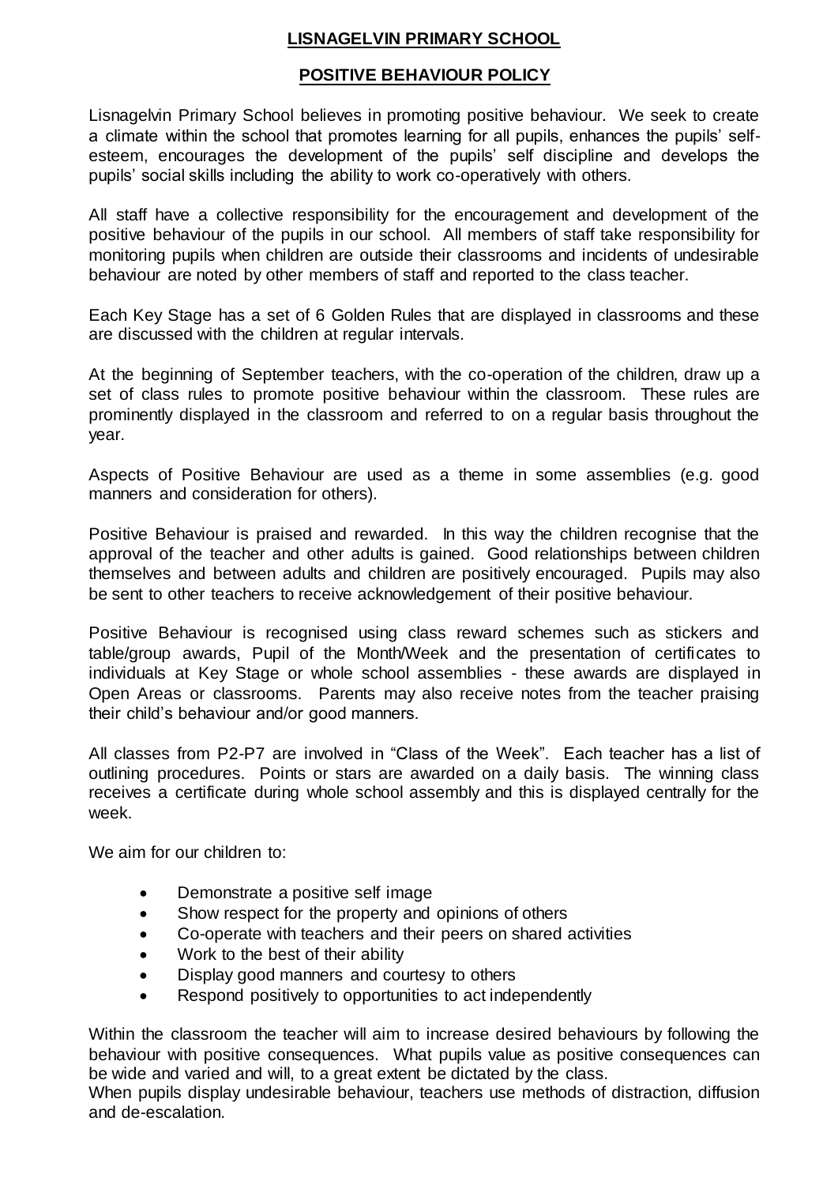# LISNAGELVIN PRIMARY SCHOOL

## POSITIVE BEHAVIOUR POLICY

Lisnagelvin Primary School believes in promoting positive behaviour. We seek to create a climate within the school that promotes learning for all pupils, enhances the pupils' self-esteem, encourages the development of the pupils' self discipline and develops the pupils' social skills including the ability to work co-operatively with others.

All staff have a collective responsibility for the encouragement and development of the positive behaviour of the pupils in our school. All members of staff take responsibility for monitoring pupils when children are outside their classrooms and incidents of undesirable behaviour are noted by other members of staff and reported to the class teacher.

Each Key Stage has a set of 6 Golden Rules that are displayed in classrooms and these are discussed with the children at regular intervals.

At the beginning of September teachers, with the co-operation of the children, draw up a set of class rules to promote positive behaviour within the classroom. These rules are prominently displayed in the classroom and referred to on a regular basis throughout the year.

Aspects of Positive Behaviour are used as a theme in some assemblies (e.g. good manners and consideration for others).

Positive Behaviour is praised and rewarded. In this way the children recognise that the approval of the teacher and other adults is gained. Good relationships between children themselves and between adults and children are positively encouraged. Pupils may also be sent to other teachers to receive acknowledgement of their positive behaviour.

Positive Behaviour is recognised using class reward schemes such as stickers and table/group awards, Pupil of the Month/Week and the presentation of certificates to individuals at Key Stage or whole school assemblies - these awards are displayed in Open Areas or classrooms. Parents may also receive notes from the teacher praising their child's behaviour and/or good manners.

All classes from P2-P7 are involved in "Class of the Week". Each teacher has a list of outlining procedures. Points or stars are awarded on a daily basis. The winning class receives a certificate during whole school assembly and this is displayed centrally for the week.

We aim for our children to:

- Demonstrate a positive self image
- Show respect for the property and opinions of others
- Co-operate with teachers and their peers on shared activities
- Work to the best of their ability
- Display good manners and courtesy to others
- Respond positively to opportunities to act independently

Within the classroom the teacher will aim to increase desired behaviours by following the behaviour with positive consequences. What pupils value as positive consequences can be wide and varied and will, to a great extent be dictated by the class.
When pupils display undesirable behaviour, teachers use methods of distraction, diffusion and de-escalation.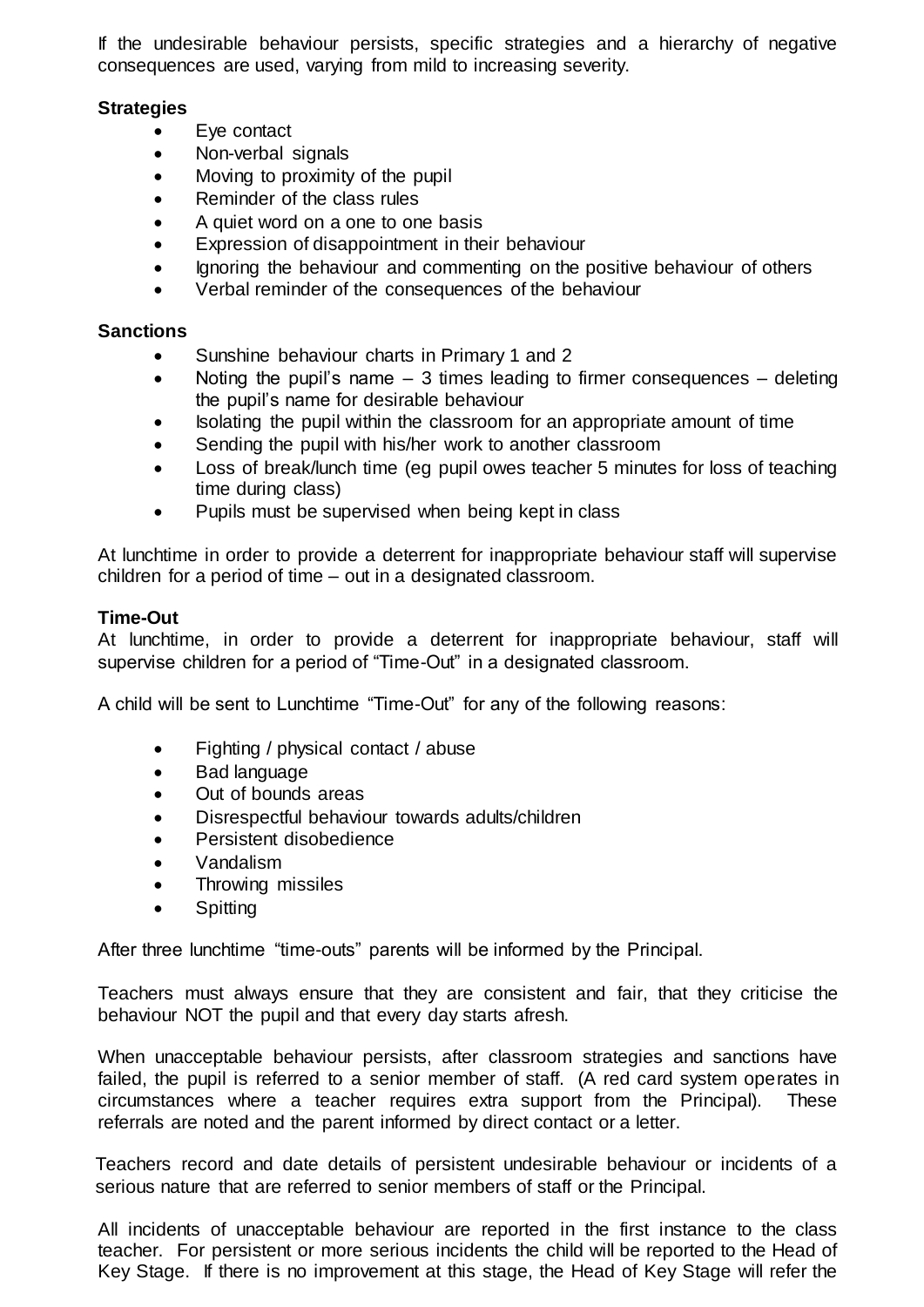If the undesirable behaviour persists, specific strategies and a hierarchy of negative consequences are used, varying from mild to increasing severity.

**Strategies**

- Eye contact
- Non-verbal signals
- Moving to proximity of the pupil
- Reminder of the class rules
- A quiet word on a one to one basis
- Expression of disappointment in their behaviour
- Ignoring the behaviour and commenting on the positive behaviour of others
- Verbal reminder of the consequences of the behaviour

**Sanctions**

- Sunshine behaviour charts in Primary 1 and 2
- Noting the pupil's name – 3 times leading to firmer consequences – deleting the pupil's name for desirable behaviour
- Isolating the pupil within the classroom for an appropriate amount of time
- Sending the pupil with his/her work to another classroom
- Loss of break/lunch time (eg pupil owes teacher 5 minutes for loss of teaching time during class)
- Pupils must be supervised when being kept in class

At lunchtime in order to provide a deterrent for inappropriate behaviour staff will supervise children for a period of time – out in a designated classroom.

**Time-Out**

At lunchtime, in order to provide a deterrent for inappropriate behaviour, staff will supervise children for a period of "Time-Out" in a designated classroom.

A child will be sent to Lunchtime "Time-Out" for any of the following reasons:

- Fighting / physical contact / abuse
- Bad language
- Out of bounds areas
- Disrespectful behaviour towards adults/children
- Persistent disobedience
- Vandalism
- Throwing missiles
- Spitting

After three lunchtime "time-outs" parents will be informed by the Principal.

Teachers must always ensure that they are consistent and fair, that they criticise the behaviour NOT the pupil and that every day starts afresh.

When unacceptable behaviour persists, after classroom strategies and sanctions have failed, the pupil is referred to a senior member of staff. (A red card system operates in circumstances where a teacher requires extra support from the Principal). These referrals are noted and the parent informed by direct contact or a letter.

Teachers record and date details of persistent undesirable behaviour or incidents of a serious nature that are referred to senior members of staff or the Principal.

All incidents of unacceptable behaviour are reported in the first instance to the class teacher. For persistent or more serious incidents the child will be reported to the Head of Key Stage. If there is no improvement at this stage, the Head of Key Stage will refer the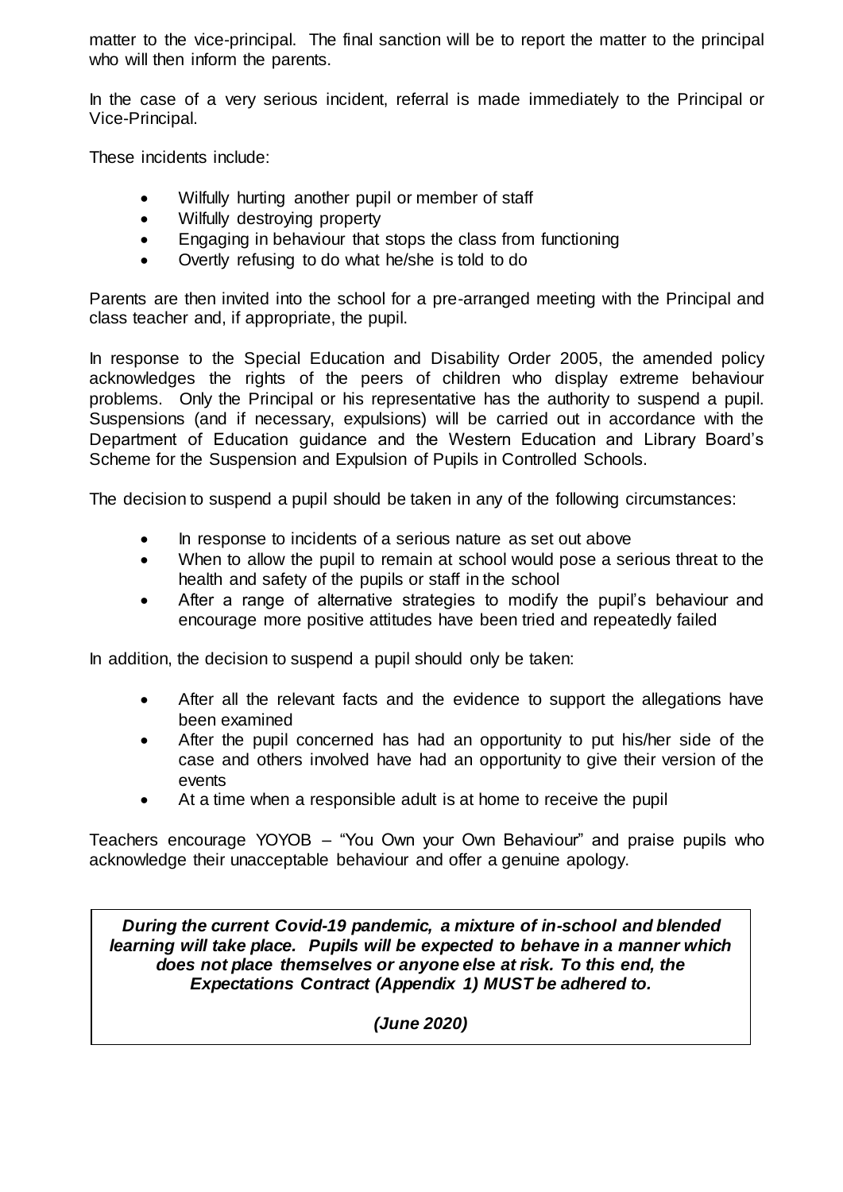matter to the vice-principal. The final sanction will be to report the matter to the principal who will then inform the parents.

In the case of a very serious incident, referral is made immediately to the Principal or Vice-Principal.

These incidents include:

- Wilfully hurting another pupil or member of staff
- Wilfully destroying property
- Engaging in behaviour that stops the class from functioning
- Overtly refusing to do what he/she is told to do

Parents are then invited into the school for a pre-arranged meeting with the Principal and class teacher and, if appropriate, the pupil.

In response to the Special Education and Disability Order 2005, the amended policy acknowledges the rights of the peers of children who display extreme behaviour problems. Only the Principal or his representative has the authority to suspend a pupil. Suspensions (and if necessary, expulsions) will be carried out in accordance with the Department of Education guidance and the Western Education and Library Board's Scheme for the Suspension and Expulsion of Pupils in Controlled Schools.

The decision to suspend a pupil should be taken in any of the following circumstances:

- In response to incidents of a serious nature as set out above
- When to allow the pupil to remain at school would pose a serious threat to the health and safety of the pupils or staff in the school
- After a range of alternative strategies to modify the pupil's behaviour and encourage more positive attitudes have been tried and repeatedly failed

In addition, the decision to suspend a pupil should only be taken:

- After all the relevant facts and the evidence to support the allegations have been examined
- After the pupil concerned has had an opportunity to put his/her side of the case and others involved have had an opportunity to give their version of the events
- At a time when a responsible adult is at home to receive the pupil

Teachers encourage YOYOB – "You Own your Own Behaviour" and praise pupils who acknowledge their unacceptable behaviour and offer a genuine apology.

***During the current Covid-19 pandemic, a mixture of in-school and blended learning will take place. Pupils will be expected to behave in a manner which does not place themselves or anyone else at risk. To this end, the Expectations Contract (Appendix 1) MUST be adhered to.***

***(June 2020)***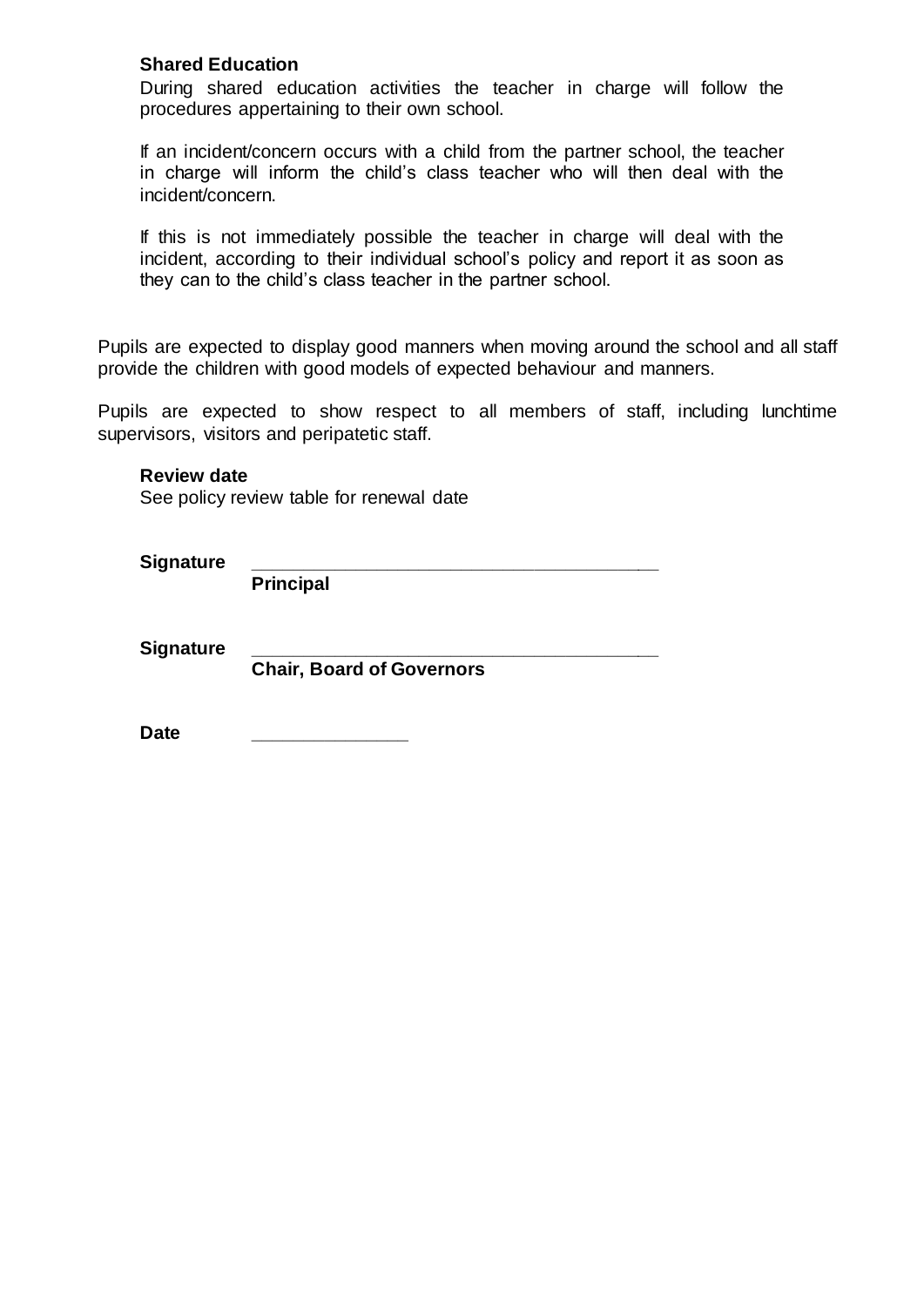**Shared Education**

During shared education activities the teacher in charge will follow the procedures appertaining to their own school.

If an incident/concern occurs with a child from the partner school, the teacher in charge will inform the child's class teacher who will then deal with the incident/concern.

If this is not immediately possible the teacher in charge will deal with the incident, according to their individual school's policy and report it as soon as they can to the child's class teacher in the partner school.

Pupils are expected to display good manners when moving around the school and all staff provide the children with good models of expected behaviour and manners.

Pupils are expected to show respect to all members of staff, including lunchtime supervisors, visitors and peripatetic staff.

**Review date**

See policy review table for renewal date

**Signature** ________________________________________
**Principal**

**Signature** ________________________________________
**Chair, Board of Governors**

**Date** _______________